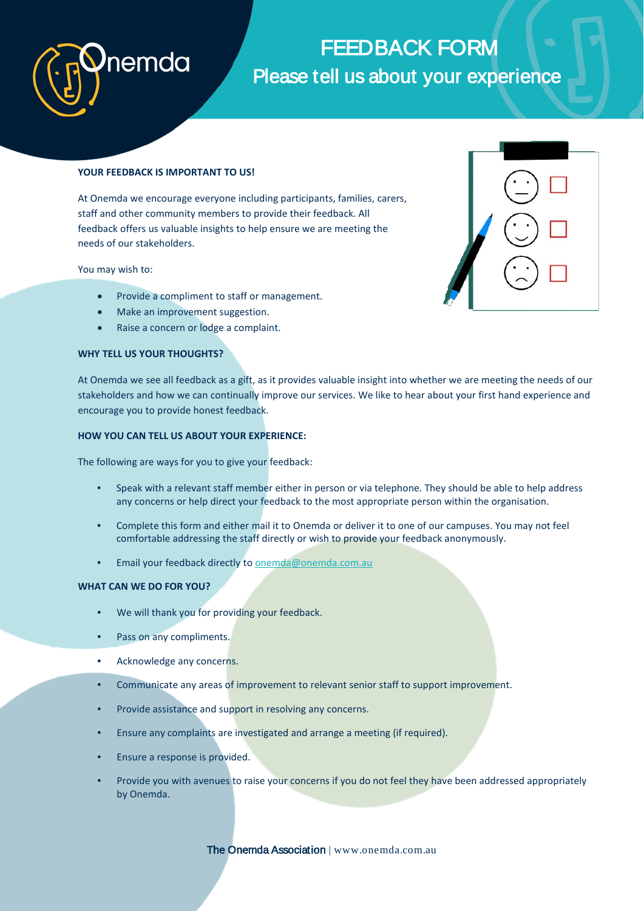# FEEDBACK FORM

## Please tell us about your experience

**YOUR FEEDBACK IS IMPORTANT TO US!**

At Onemda we encourage everyone including participants, families, carers, staff and other community members to provide their feedback. All feedback offers us valuable insights to help ensure we are meeting the needs of our stakeholders.

You may wish to:

- Provide a compliment to staff or management.
- Make an improvement suggestion.
- Raise a concern or lodge a complaint.

**WHY TELL US YOUR THOUGHTS?**

At Onemda we see all feedback as a gift, as it provides valuable insight into whether we are meeting the needs of our stakeholders and how we can continually improve our services. We like to hear about your first hand experience and encourage you to provide honest feedback.

**HOW YOU CAN TELL US ABOUT YOUR EXPERIENCE:**

The following are ways for you to give your feedback:

- Speak with a relevant staff member either in person or via telephone. They should be able to help address any concerns or help direct your feedback to the most appropriate person within the organisation.
- Complete this form and either mail it to Onemda or deliver it to one of our campuses. You may not feel comfortable addressing the staff directly or wish to provide your feedback anonymously.
- Email your feedback directly to onemda@onemda.com.au

**WHAT CAN WE DO FOR YOU?**

- We will thank you for providing your feedback.
- Pass on any compliments.
- Acknowledge any concerns.
- Communicate any areas of improvement to relevant senior staff to support improvement.
- Provide assistance and support in resolving any concerns.
- Ensure any complaints are investigated and arrange a meeting (if required).
- Ensure a response is provided.
- Provide you with avenues to raise your concerns if you do not feel they have been addressed appropriately by Onemda.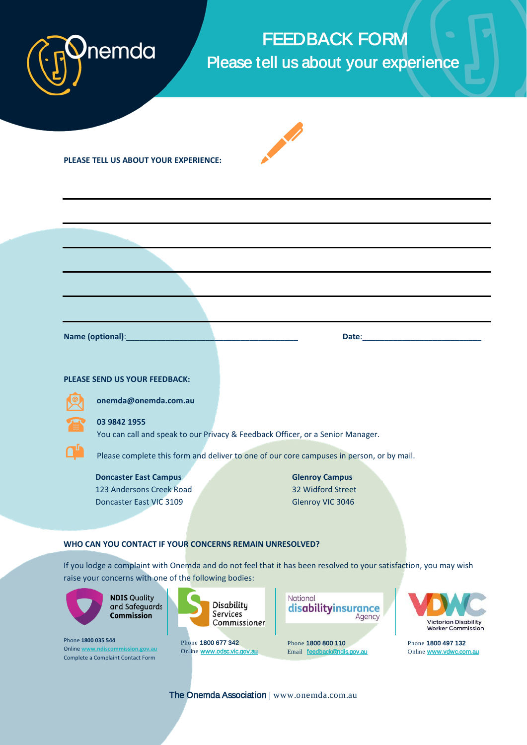Onemda

# FEEDBACK FORM

## Please tell us about your experience

**PLEASE TELL US ABOUT YOUR EXPERIENCE:**

______________________________________________________________________

______________________________________________________________________

______________________________________________________________________

______________________________________________________________________

______________________________________________________________________

**Name (optional)**:________________________________________ **Date**:____________________________

**PLEASE SEND US YOUR FEEDBACK:**

**onemda@onemda.com.au**

**03 9842 1955**
You can call and speak to our Privacy & Feedback Officer, or a Senior Manager.

Please complete this form and deliver to one of our core campuses in person, or by mail.

**Doncaster East Campus**
123 Andersons Creek Road
Doncaster East VIC 3109

**Glenroy Campus**
32 Widford Street
Glenroy VIC 3046

**WHO CAN YOU CONTACT IF YOUR CONCERNS REMAIN UNRESOLVED?**

If you lodge a complaint with Onemda and do not feel that it has been resolved to your satisfaction, you may wish raise your concerns with one of the following bodies:

**NDIS Quality and Safeguards Commission**
Phone **1800 035 544**
Online www.ndiscommission.gov.au
Complete a Complaint Contact Form

**Disability Services Commissioner**
Phone **1800 677 342**
Online www.odsc.vic.gov.au

**National disability insurance Agency**
Phone **1800 800 110**
Email feedback@ndis.gov.au

**Victorian Disability Worker Commission**
Phone **1800 497 132**
Online www.vdwc.com.au

The Onemda Association | www.onemda.com.au